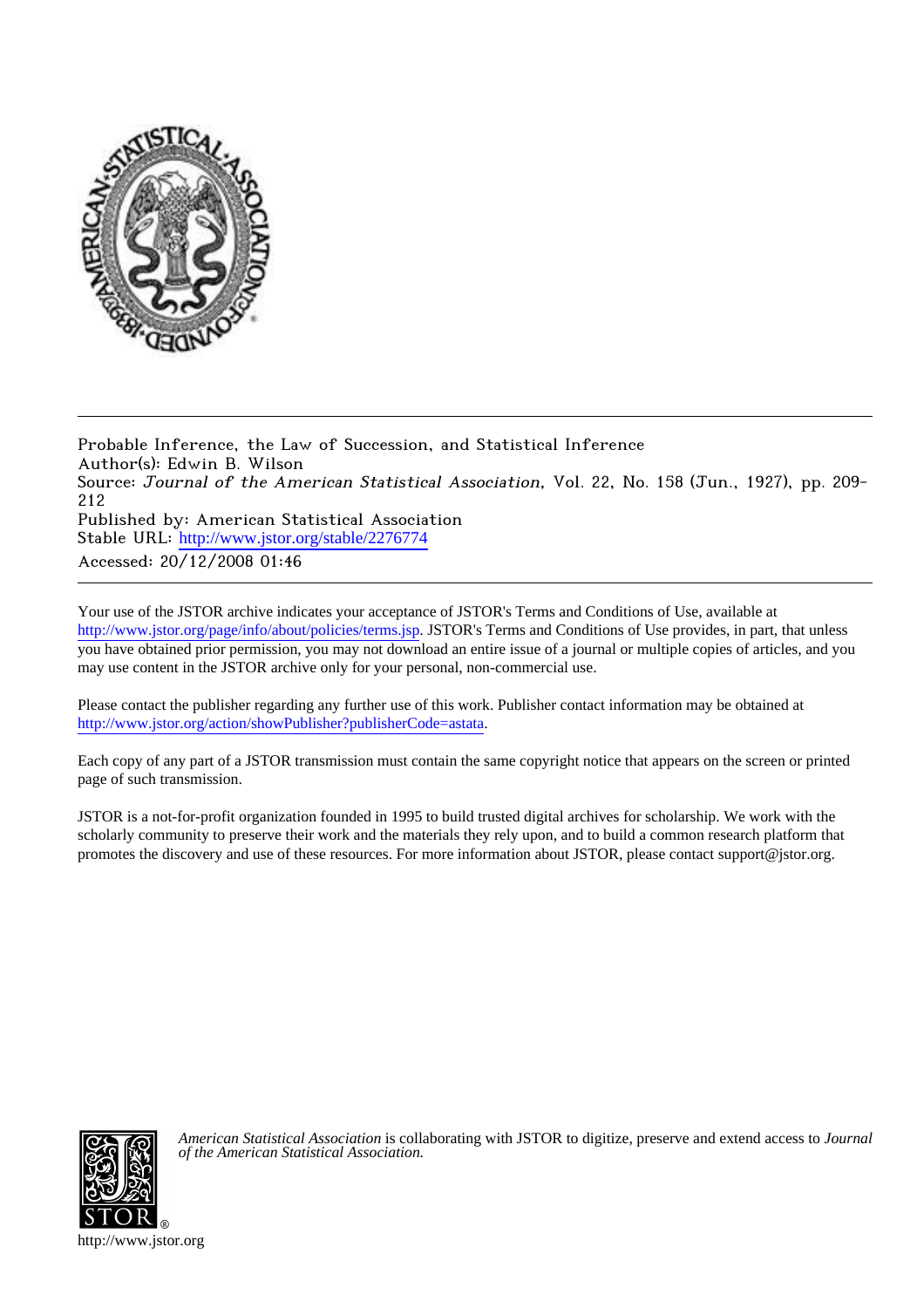Probable Inference, the Law of Succession, and Statistical Inference
Author(s): Edwin B. Wilson
Source: *Journal of the American Statistical Association*, Vol. 22, No. 158 (Jun., 1927), pp. 209-212
Published by: American Statistical Association
Stable URL: http://www.jstor.org/stable/2276774
Accessed: 20/12/2008 01:46

Your use of the JSTOR archive indicates your acceptance of JSTOR's Terms and Conditions of Use, available at http://www.jstor.org/page/info/about/policies/terms.jsp. JSTOR's Terms and Conditions of Use provides, in part, that unless you have obtained prior permission, you may not download an entire issue of a journal or multiple copies of articles, and you may use content in the JSTOR archive only for your personal, non-commercial use.

Please contact the publisher regarding any further use of this work. Publisher contact information may be obtained at http://www.jstor.org/action/showPublisher?publisherCode=astata.

Each copy of any part of a JSTOR transmission must contain the same copyright notice that appears on the screen or printed page of such transmission.

JSTOR is a not-for-profit organization founded in 1995 to build trusted digital archives for scholarship. We work with the scholarly community to preserve their work and the materials they rely upon, and to build a common research platform that promotes the discovery and use of these resources. For more information about JSTOR, please contact support@jstor.org.

*American Statistical Association* is collaborating with JSTOR to digitize, preserve and extend access to *Journal of the American Statistical Association.*

http://www.jstor.org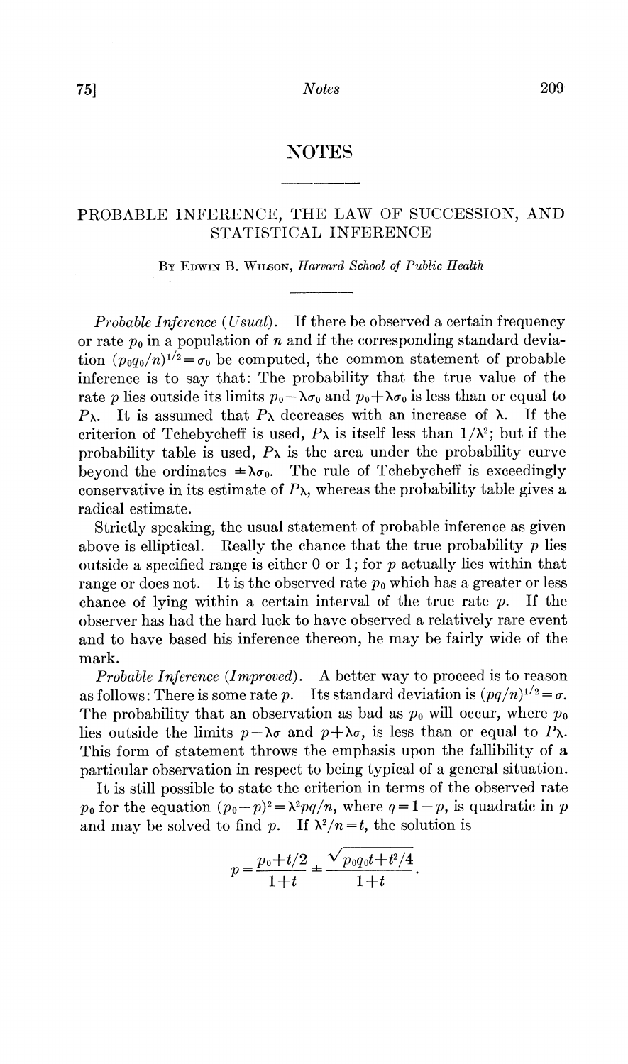# NOTES

## PROBABLE INFERENCE, THE LAW OF SUCCESSION, AND STATISTICAL INFERENCE

By Edwin B. Wilson, *Harvard School of Public Health*

*Probable Inference (Usual).* If there be observed a certain frequency or rate $p_0$ in a population of $n$ and if the corresponding standard deviation $(p_0q_0/n)^{1/2}=\sigma_0$ be computed, the common statement of probable inference is to say that: The probability that the true value of the rate $p$ lies outside its limits $p_0-\lambda\sigma_0$ and $p_0+\lambda\sigma_0$ is less than or equal to $P_\lambda$. It is assumed that $P_\lambda$ decreases with an increase of $\lambda$. If the criterion of Tchebycheff is used, $P_\lambda$ is itself less than $1/\lambda^2$; but if the probability table is used, $P_\lambda$ is the area under the probability curve beyond the ordinates $\pm\lambda\sigma_0$. The rule of Tchebycheff is exceedingly conservative in its estimate of $P_\lambda$, whereas the probability table gives a radical estimate.

Strictly speaking, the usual statement of probable inference as given above is elliptical. Really the chance that the true probability $p$ lies outside a specified range is either 0 or 1; for $p$ actually lies within that range or does not. It is the observed rate $p_0$ which has a greater or less chance of lying within a certain interval of the true rate $p$. If the observer has had the hard luck to have observed a relatively rare event and to have based his inference thereon, he may be fairly wide of the mark.

*Probable Inference (Improved).* A better way to proceed is to reason as follows: There is some rate $p$. Its standard deviation is $(pq/n)^{1/2}=\sigma$. The probability that an observation as bad as $p_0$ will occur, where $p_0$ lies outside the limits $p-\lambda\sigma$ and $p+\lambda\sigma$, is less than or equal to $P_\lambda$. This form of statement throws the emphasis upon the fallibility of a particular observation in respect to being typical of a general situation.

It is still possible to state the criterion in terms of the observed rate $p_0$ for the equation $(p_0-p)^2=\lambda^2pq/n$, where $q=1-p$, is quadratic in $p$ and may be solved to find $p$. If $\lambda^2/n=t$, the solution is

$$p=\frac{p_0+t/2}{1+t}\pm\frac{\sqrt{p_0q_0t+t^2/4}}{1+t}.$$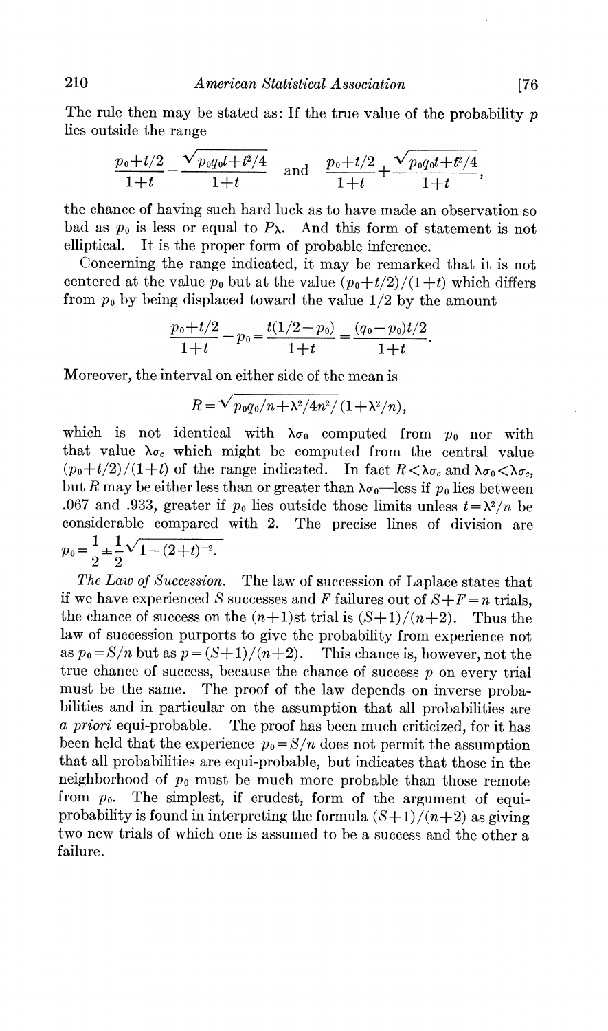The rule then may be stated as: If the true value of the probability $p$ lies outside the range

$$\frac{p_0+t/2}{1+t}-\frac{\sqrt{p_0q_0t+t^2/4}}{1+t} \quad \text{and} \quad \frac{p_0+t/2}{1+t}+\frac{\sqrt{p_0q_0t+t^2/4}}{1+t},$$

the chance of having such hard luck as to have made an observation so bad as $p_0$ is less or equal to $P_\lambda$. And this form of statement is not elliptical. It is the proper form of probable inference.

Concerning the range indicated, it may be remarked that it is not centered at the value $p_0$ but at the value $(p_0+t/2)/(1+t)$ which differs from $p_0$ by being displaced toward the value 1/2 by the amount

$$\frac{p_0+t/2}{1+t}-p_0=\frac{t(1/2-p_0)}{1+t}=\frac{(q_0-p_0)t/2}{1+t}.$$

Moreover, the interval on either side of the mean is

$$R=\sqrt{p_0q_0/n+\lambda^2/4n^2}/(1+\lambda^2/n),$$

which is not identical with $\lambda\sigma_0$ computed from $p_0$ nor with that value $\lambda\sigma_c$ which might be computed from the central value $(p_0+t/2)/(1+t)$ of the range indicated. In fact $R<\lambda\sigma_c$ and $\lambda\sigma_0<\lambda\sigma_c$, but $R$ may be either less than or greater than $\lambda\sigma_0$—less if $p_0$ lies between .067 and .933, greater if $p_0$ lies outside those limits unless $t=\lambda^2/n$ be considerable compared with 2. The precise lines of division are $p_0=\frac{1}{2}\pm\frac{1}{2}\sqrt{1-(2+t)^{-2}}$.

*The Law of Succession.* The law of succession of Laplace states that if we have experienced $S$ successes and $F$ failures out of $S+F=n$ trials, the chance of success on the $(n+1)$st trial is $(S+1)/(n+2)$. Thus the law of succession purports to give the probability from experience not as $p_0=S/n$ but as $p=(S+1)/(n+2)$. This chance is, however, not the true chance of success, because the chance of success $p$ on every trial must be the same. The proof of the law depends on inverse probabilities and in particular on the assumption that all probabilities are *a priori* equi-probable. The proof has been much criticized, for it has been held that the experience $p_0=S/n$ does not permit the assumption that all probabilities are equi-probable, but indicates that those in the neighborhood of $p_0$ must be much more probable than those remote from $p_0$. The simplest, if crudest, form of the argument of equi-probability is found in interpreting the formula $(S+1)/(n+2)$ as giving two new trials of which one is assumed to be a success and the other a failure.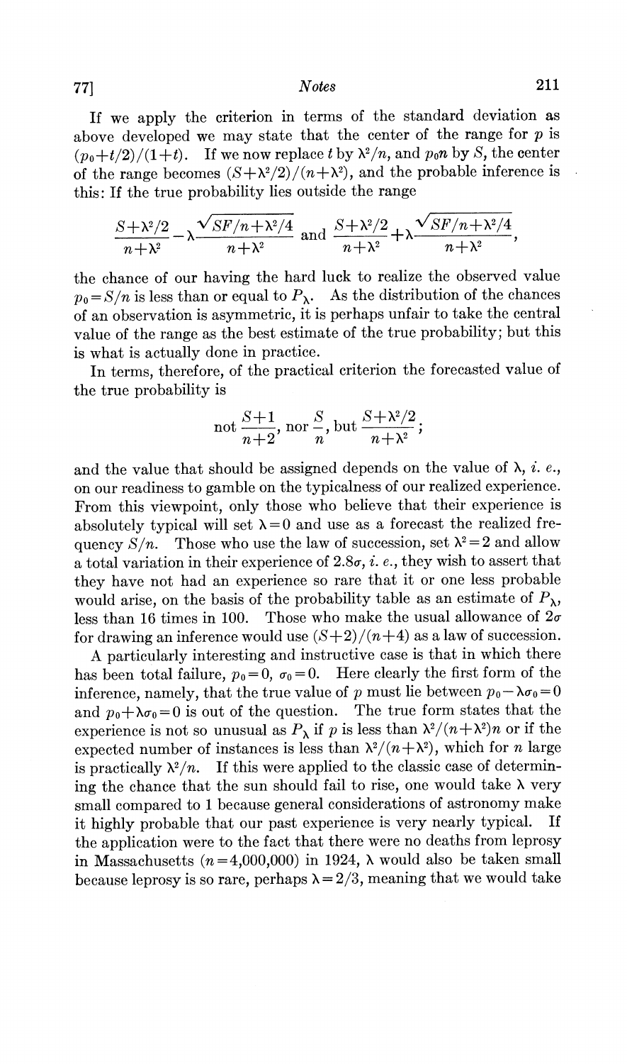If we apply the criterion in terms of the standard deviation as above developed we may state that the center of the range for $p$ is $(p_0+t/2)/(1+t)$. If we now replace $t$ by $\lambda^2/n$, and $p_0 n$ by $S$, the center of the range becomes $(S+\lambda^2/2)/(n+\lambda^2)$, and the probable inference is this: If the true probability lies outside the range

$$\frac{S+\lambda^2/2}{n+\lambda^2} - \lambda\frac{\sqrt{SF/n+\lambda^2/4}}{n+\lambda^2} \text{ and } \frac{S+\lambda^2/2}{n+\lambda^2} + \lambda\frac{\sqrt{SF/n+\lambda^2/4}}{n+\lambda^2},$$

the chance of our having the hard luck to realize the observed value $p_0 = S/n$ is less than or equal to $P_\lambda$. As the distribution of the chances of an observation is asymmetric, it is perhaps unfair to take the central value of the range as the best estimate of the true probability; but this is what is actually done in practice.

In terms, therefore, of the practical criterion the forecasted value of the true probability is

$$\text{not } \frac{S+1}{n+2}, \text{ nor } \frac{S}{n}, \text{ but } \frac{S+\lambda^2/2}{n+\lambda^2};$$

and the value that should be assigned depends on the value of $\lambda$, *i. e.*, on our readiness to gamble on the typicalness of our realized experience. From this viewpoint, only those who believe that their experience is absolutely typical will set $\lambda = 0$ and use as a forecast the realized frequency $S/n$. Those who use the law of succession, set $\lambda^2 = 2$ and allow a total variation in their experience of $2.8\sigma$, *i. e.*, they wish to assert that they have not had an experience so rare that it or one less probable would arise, on the basis of the probability table as an estimate of $P_\lambda$, less than 16 times in 100. Those who make the usual allowance of $2\sigma$ for drawing an inference would use $(S+2)/(n+4)$ as a law of succession.

A particularly interesting and instructive case is that in which there has been total failure, $p_0 = 0$, $\sigma_0 = 0$. Here clearly the first form of the inference, namely, that the true value of $p$ must lie between $p_0 - \lambda\sigma_0 = 0$ and $p_0 + \lambda\sigma_0 = 0$ is out of the question. The true form states that the experience is not so unusual as $P_\lambda$ if $p$ is less than $\lambda^2/(n+\lambda^2)n$ or if the expected number of instances is less than $\lambda^2/(n+\lambda^2)$, which for $n$ large is practically $\lambda^2/n$. If this were applied to the classic case of determining the chance that the sun should fail to rise, one would take $\lambda$ very small compared to 1 because general considerations of astronomy make it highly probable that our past experience is very nearly typical. If the application were to the fact that there were no deaths from leprosy in Massachusetts ($n = 4{,}000{,}000$) in 1924, $\lambda$ would also be taken small because leprosy is so rare, perhaps $\lambda = 2/3$, meaning that we would take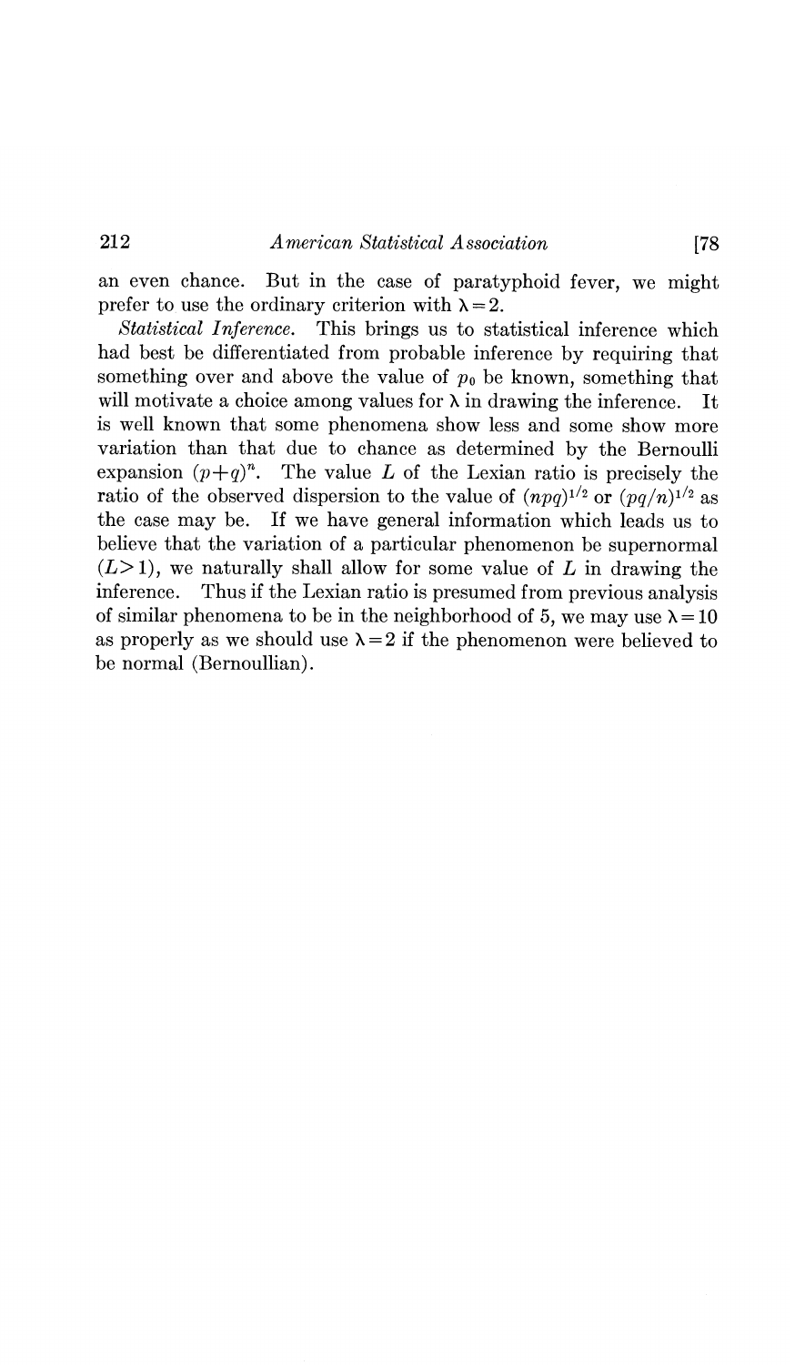an even chance. But in the case of paratyphoid fever, we might prefer to use the ordinary criterion with $\lambda = 2$.

*Statistical Inference.* This brings us to statistical inference which had best be differentiated from probable inference by requiring that something over and above the value of $p_0$ be known, something that will motivate a choice among values for $\lambda$ in drawing the inference. It is well known that some phenomena show less and some show more variation than that due to chance as determined by the Bernoulli expansion $(p+q)^n$. The value $L$ of the Lexian ratio is precisely the ratio of the observed dispersion to the value of $(npq)^{1/2}$ or $(pq/n)^{1/2}$ as the case may be. If we have general information which leads us to believe that the variation of a particular phenomenon be supernormal ($L > 1$), we naturally shall allow for some value of $L$ in drawing the inference. Thus if the Lexian ratio is presumed from previous analysis of similar phenomena to be in the neighborhood of 5, we may use $\lambda = 10$ as properly as we should use $\lambda = 2$ if the phenomenon were believed to be normal (Bernoullian).